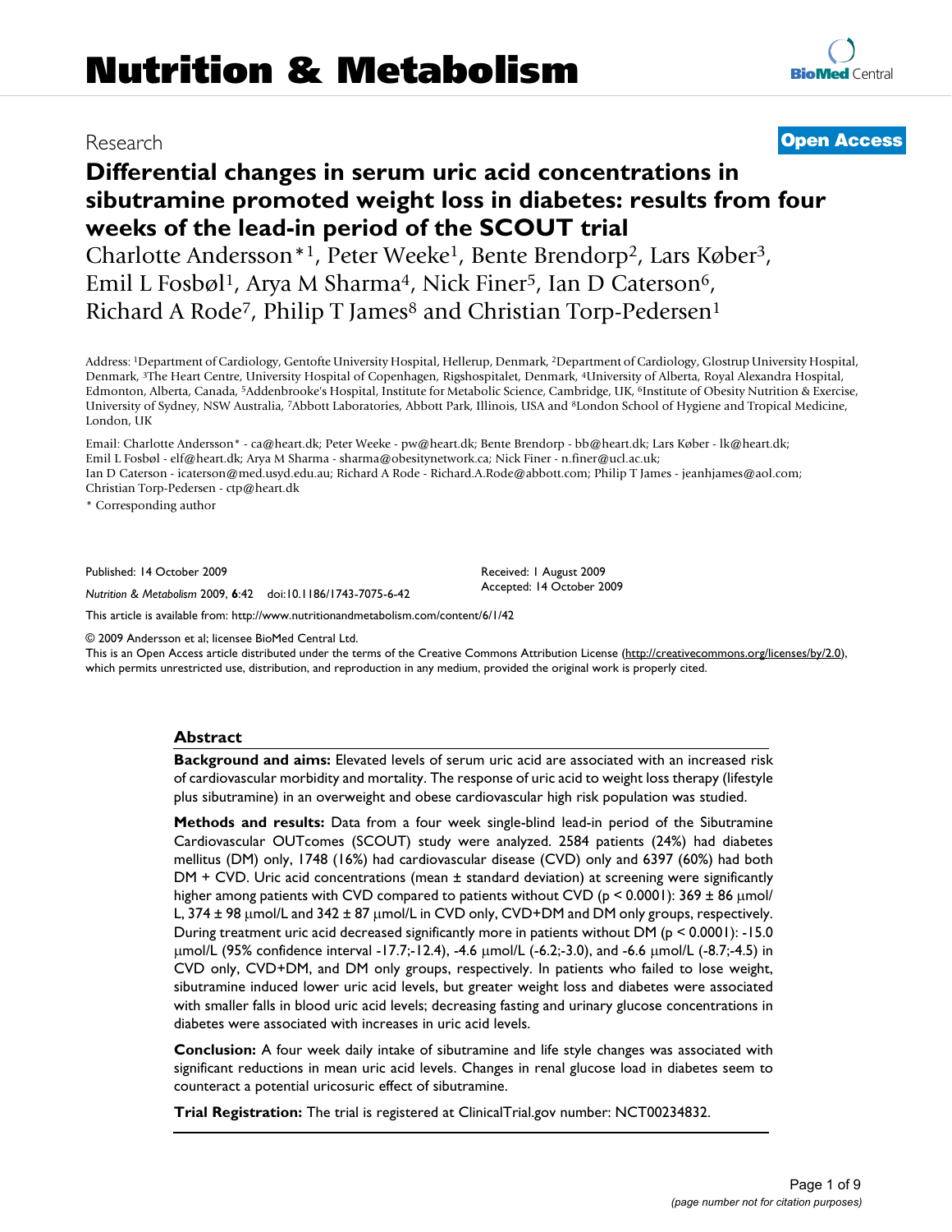Research

**Open Access**

# Differential changes in serum uric acid concentrations in sibutramine promoted weight loss in diabetes: results from four weeks of the lead-in period of the SCOUT trial

Charlotte Andersson*[1], Peter Weeke[1], Bente Brendorp[2], Lars Køber[3], Emil L Fosbøl[1], Arya M Sharma[4], Nick Finer[5], Ian D Caterson[6], Richard A Rode[7], Philip T James[8] and Christian Torp-Pedersen[1]

Address: [1]Department of Cardiology, Gentofte University Hospital, Hellerup, Denmark, [2]Department of Cardiology, Glostrup University Hospital, Denmark, [3]The Heart Centre, University Hospital of Copenhagen, Rigshospitalet, Denmark, [4]University of Alberta, Royal Alexandra Hospital, Edmonton, Alberta, Canada, [5]Addenbrooke's Hospital, Institute for Metabolic Science, Cambridge, UK, [6]Institute of Obesity Nutrition & Exercise, University of Sydney, NSW Australia, [7]Abbott Laboratories, Abbott Park, Illinois, USA and [8]London School of Hygiene and Tropical Medicine, London, UK

Email: Charlotte Andersson* - ca@heart.dk; Peter Weeke - pw@heart.dk; Bente Brendorp - bb@heart.dk; Lars Køber - lk@heart.dk; Emil L Fosbøl - elf@heart.dk; Arya M Sharma - sharma@obesitynetwork.ca; Nick Finer - n.finer@ucl.ac.uk; Ian D Caterson - icaterson@med.usyd.edu.au; Richard A Rode - Richard.A.Rode@abbott.com; Philip T James - jeanhjames@aol.com; Christian Torp-Pedersen - ctp@heart.dk

\* Corresponding author

Published: 14 October 2009

*Nutrition & Metabolism* 2009, **6**:42 doi:10.1186/1743-7075-6-42

Received: 1 August 2009
Accepted: 14 October 2009

This article is available from: http://www.nutritionandmetabolism.com/content/6/1/42

© 2009 Andersson et al; licensee BioMed Central Ltd.
This is an Open Access article distributed under the terms of the Creative Commons Attribution License (http://creativecommons.org/licenses/by/2.0), which permits unrestricted use, distribution, and reproduction in any medium, provided the original work is properly cited.

## Abstract

**Background and aims:** Elevated levels of serum uric acid are associated with an increased risk of cardiovascular morbidity and mortality. The response of uric acid to weight loss therapy (lifestyle plus sibutramine) in an overweight and obese cardiovascular high risk population was studied.

**Methods and results:** Data from a four week single-blind lead-in period of the Sibutramine Cardiovascular OUTcomes (SCOUT) study were analyzed. 2584 patients (24%) had diabetes mellitus (DM) only, 1748 (16%) had cardiovascular disease (CVD) only and 6397 (60%) had both DM + CVD. Uric acid concentrations (mean ± standard deviation) at screening were significantly higher among patients with CVD compared to patients without CVD ($p < 0.0001$): 369 ± 86 μmol/L, 374 ± 98 μmol/L and 342 ± 87 μmol/L in CVD only, CVD+DM and DM only groups, respectively. During treatment uric acid decreased significantly more in patients without DM ($p < 0.0001$): -15.0 μmol/L (95% confidence interval -17.7;-12.4), -4.6 μmol/L (-6.2;-3.0), and -6.6 μmol/L (-8.7;-4.5) in CVD only, CVD+DM, and DM only groups, respectively. In patients who failed to lose weight, sibutramine induced lower uric acid levels, but greater weight loss and diabetes were associated with smaller falls in blood uric acid levels; decreasing fasting and urinary glucose concentrations in diabetes were associated with increases in uric acid levels.

**Conclusion:** A four week daily intake of sibutramine and life style changes was associated with significant reductions in mean uric acid levels. Changes in renal glucose load in diabetes seem to counteract a potential uricosuric effect of sibutramine.

**Trial Registration:** The trial is registered at ClinicalTrial.gov number: NCT00234832.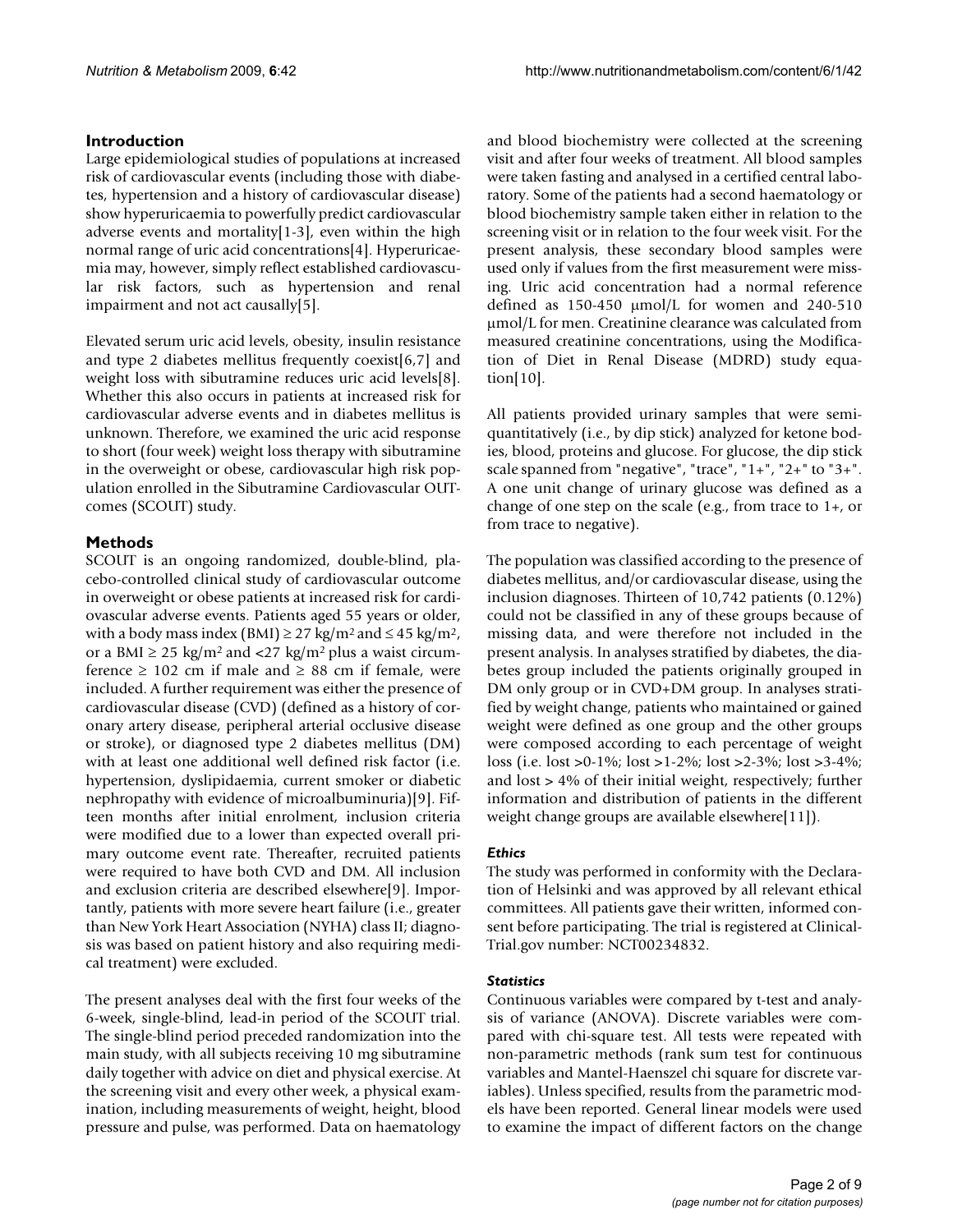## Introduction

Large epidemiological studies of populations at increased risk of cardiovascular events (including those with diabetes, hypertension and a history of cardiovascular disease) show hyperuricaemia to powerfully predict cardiovascular adverse events and mortality[1-3], even within the high normal range of uric acid concentrations[4]. Hyperuricaemia may, however, simply reflect established cardiovascular risk factors, such as hypertension and renal impairment and not act causally[5].

Elevated serum uric acid levels, obesity, insulin resistance and type 2 diabetes mellitus frequently coexist[6,7] and weight loss with sibutramine reduces uric acid levels[8]. Whether this also occurs in patients at increased risk for cardiovascular adverse events and in diabetes mellitus is unknown. Therefore, we examined the uric acid response to short (four week) weight loss therapy with sibutramine in the overweight or obese, cardiovascular high risk population enrolled in the Sibutramine Cardiovascular OUTcomes (SCOUT) study.

## Methods

SCOUT is an ongoing randomized, double-blind, placebo-controlled clinical study of cardiovascular outcome in overweight or obese patients at increased risk for cardiovascular adverse events. Patients aged 55 years or older, with a body mass index (BMI) $\geq 27$ kg/m$^2$ and $\leq 45$ kg/m$^2$, or a BMI $\geq 25$ kg/m$^2$ and $<27$ kg/m$^2$ plus a waist circumference $\geq 102$ cm if male and $\geq 88$ cm if female, were included. A further requirement was either the presence of cardiovascular disease (CVD) (defined as a history of coronary artery disease, peripheral arterial occlusive disease or stroke), or diagnosed type 2 diabetes mellitus (DM) with at least one additional well defined risk factor (i.e. hypertension, dyslipidaemia, current smoker or diabetic nephropathy with evidence of microalbuminuria)[9]. Fifteen months after initial enrolment, inclusion criteria were modified due to a lower than expected overall primary outcome event rate. Thereafter, recruited patients were required to have both CVD and DM. All inclusion and exclusion criteria are described elsewhere[9]. Importantly, patients with more severe heart failure (i.e., greater than New York Heart Association (NYHA) class II; diagnosis was based on patient history and also requiring medical treatment) were excluded.

The present analyses deal with the first four weeks of the 6-week, single-blind, lead-in period of the SCOUT trial. The single-blind period preceded randomization into the main study, with all subjects receiving 10 mg sibutramine daily together with advice on diet and physical exercise. At the screening visit and every other week, a physical examination, including measurements of weight, height, blood pressure and pulse, was performed. Data on haematology and blood biochemistry were collected at the screening visit and after four weeks of treatment. All blood samples were taken fasting and analysed in a certified central laboratory. Some of the patients had a second haematology or blood biochemistry sample taken either in relation to the screening visit or in relation to the four week visit. For the present analysis, these secondary blood samples were used only if values from the first measurement were missing. Uric acid concentration had a normal reference defined as 150-450 μmol/L for women and 240-510 μmol/L for men. Creatinine clearance was calculated from measured creatinine concentrations, using the Modification of Diet in Renal Disease (MDRD) study equation[10].

All patients provided urinary samples that were semi-quantitatively (i.e., by dip stick) analyzed for ketone bodies, blood, proteins and glucose. For glucose, the dip stick scale spanned from "negative", "trace", "1+", "2+" to "3+". A one unit change of urinary glucose was defined as a change of one step on the scale (e.g., from trace to 1+, or from trace to negative).

The population was classified according to the presence of diabetes mellitus, and/or cardiovascular disease, using the inclusion diagnoses. Thirteen of 10,742 patients (0.12%) could not be classified in any of these groups because of missing data, and were therefore not included in the present analysis. In analyses stratified by diabetes, the diabetes group included the patients originally grouped in DM only group or in CVD+DM group. In analyses stratified by weight change, patients who maintained or gained weight were defined as one group and the other groups were composed according to each percentage of weight loss (i.e. lost >0-1%; lost >1-2%; lost >2-3%; lost >3-4%; and lost > 4% of their initial weight, respectively; further information and distribution of patients in the different weight change groups are available elsewhere[11]).

### Ethics

The study was performed in conformity with the Declaration of Helsinki and was approved by all relevant ethical committees. All patients gave their written, informed consent before participating. The trial is registered at ClinicalTrial.gov number: NCT00234832.

### Statistics

Continuous variables were compared by t-test and analysis of variance (ANOVA). Discrete variables were compared with chi-square test. All tests were repeated with non-parametric methods (rank sum test for continuous variables and Mantel-Haenszel chi square for discrete variables). Unless specified, results from the parametric models have been reported. General linear models were used to examine the impact of different factors on the change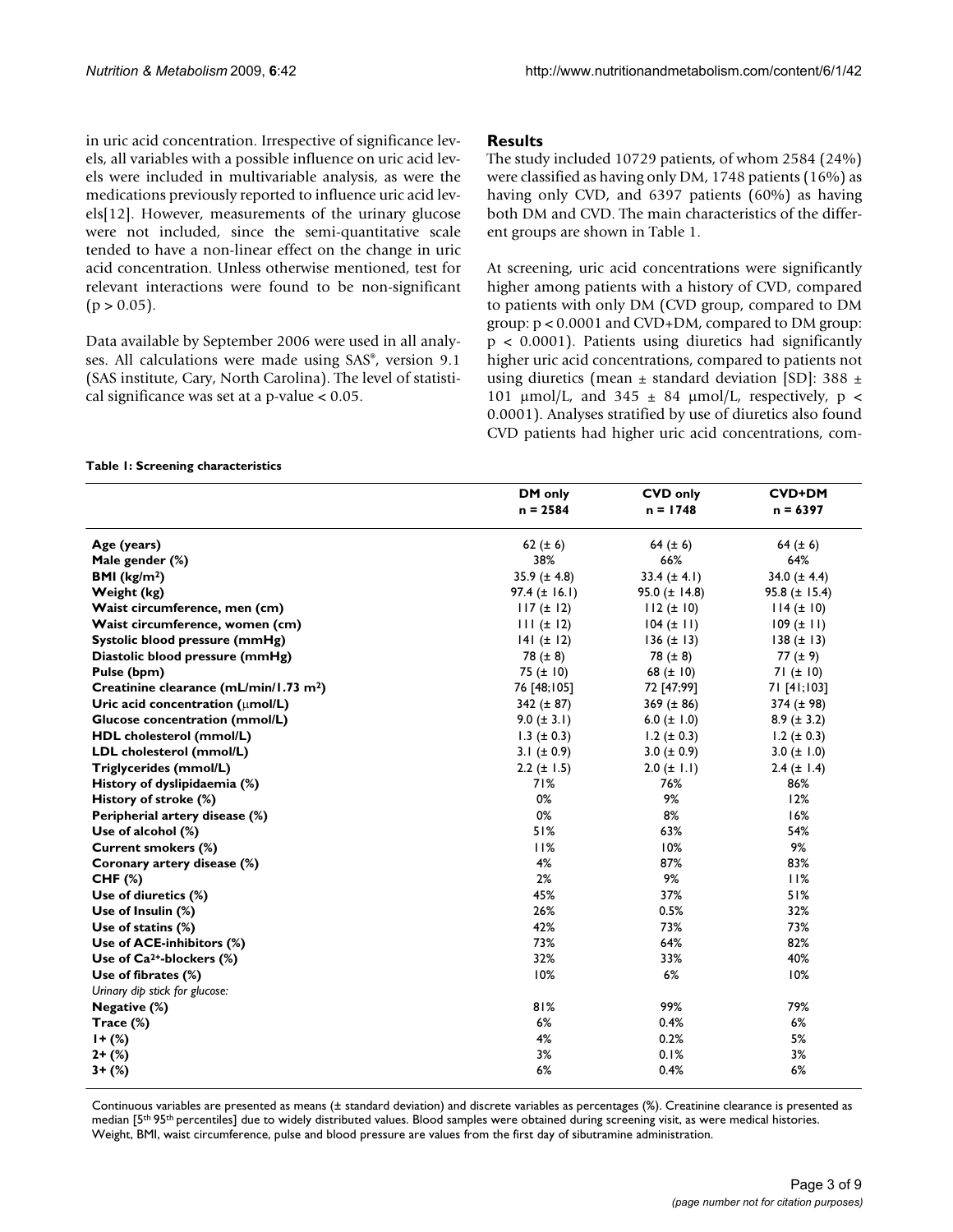in uric acid concentration. Irrespective of significance levels, all variables with a possible influence on uric acid levels were included in multivariable analysis, as were the medications previously reported to influence uric acid levels[12]. However, measurements of the urinary glucose were not included, since the semi-quantitative scale tended to have a non-linear effect on the change in uric acid concentration. Unless otherwise mentioned, test for relevant interactions were found to be non-significant ($p > 0.05$).

Data available by September 2006 were used in all analyses. All calculations were made using SAS®, version 9.1 (SAS institute, Cary, North Carolina). The level of statistical significance was set at a p-value < 0.05.

## Results

The study included 10729 patients, of whom 2584 (24%) were classified as having only DM, 1748 patients (16%) as having only CVD, and 6397 patients (60%) as having both DM and CVD. The main characteristics of the different groups are shown in Table 1.

At screening, uric acid concentrations were significantly higher among patients with a history of CVD, compared to patients with only DM (CVD group, compared to DM group: $p < 0.0001$ and CVD+DM, compared to DM group: $p < 0.0001$). Patients using diuretics had significantly higher uric acid concentrations, compared to patients not using diuretics (mean ± standard deviation [SD]: 388 ± 101 μmol/L, and 345 ± 84 μmol/L, respectively, $p < 0.0001$). Analyses stratified by use of diuretics also found CVD patients had higher uric acid concentrations, com-

**Table 1: Screening characteristics**

| | DM only n = 2584 | CVD only n = 1748 | CVD+DM n = 6397 |
|---|---|---|---|
| **Age (years)** | 62 (± 6) | 64 (± 6) | 64 (± 6) |
| **Male gender (%)** | 38% | 66% | 64% |
| **BMI (kg/m²)** | 35.9 (± 4.8) | 33.4 (± 4.1) | 34.0 (± 4.4) |
| **Weight (kg)** | 97.4 (± 16.1) | 95.0 (± 14.8) | 95.8 (± 15.4) |
| **Waist circumference, men (cm)** | 117 (± 12) | 112 (± 10) | 114 (± 10) |
| **Waist circumference, women (cm)** | 111 (± 12) | 104 (± 11) | 109 (± 11) |
| **Systolic blood pressure (mmHg)** | 141 (± 12) | 136 (± 13) | 138 (± 13) |
| **Diastolic blood pressure (mmHg)** | 78 (± 8) | 78 (± 8) | 77 (± 9) |
| **Pulse (bpm)** | 75 (± 10) | 68 (± 10) | 71 (± 10) |
| **Creatinine clearance (mL/min/1.73 m²)** | 76 [48;105] | 72 [47;99] | 71 [41;103] |
| **Uric acid concentration (μmol/L)** | 342 (± 87) | 369 (± 86) | 374 (± 98) |
| **Glucose concentration (mmol/L)** | 9.0 (± 3.1) | 6.0 (± 1.0) | 8.9 (± 3.2) |
| **HDL cholesterol (mmol/L)** | 1.3 (± 0.3) | 1.2 (± 0.3) | 1.2 (± 0.3) |
| **LDL cholesterol (mmol/L)** | 3.1 (± 0.9) | 3.0 (± 0.9) | 3.0 (± 1.0) |
| **Triglycerides (mmol/L)** | 2.2 (± 1.5) | 2.0 (± 1.1) | 2.4 (± 1.4) |
| **History of dyslipidaemia (%)** | 71% | 76% | 86% |
| **History of stroke (%)** | 0% | 9% | 12% |
| **Peripherial artery disease (%)** | 0% | 8% | 16% |
| **Use of alcohol (%)** | 51% | 63% | 54% |
| **Current smokers (%)** | 11% | 10% | 9% |
| **Coronary artery disease (%)** | 4% | 87% | 83% |
| **CHF (%)** | 2% | 9% | 11% |
| **Use of diuretics (%)** | 45% | 37% | 51% |
| **Use of Insulin (%)** | 26% | 0.5% | 32% |
| **Use of statins (%)** | 42% | 73% | 73% |
| **Use of ACE-inhibitors (%)** | 73% | 64% | 82% |
| **Use of $Ca^{2+}$-blockers (%)** | 32% | 33% | 40% |
| **Use of fibrates (%)** | 10% | 6% | 10% |
| *Urinary dip stick for glucose:* | | | |
| **Negative (%)** | 81% | 99% | 79% |
| **Trace (%)** | 6% | 0.4% | 6% |
| **1+ (%)** | 4% | 0.2% | 5% |
| **2+ (%)** | 3% | 0.1% | 3% |
| **3+ (%)** | 6% | 0.4% | 6% |

Continuous variables are presented as means (± standard deviation) and discrete variables as percentages (%). Creatinine clearance is presented as median [5th 95th percentiles] due to widely distributed values. Blood samples were obtained during screening visit, as were medical histories. Weight, BMI, waist circumference, pulse and blood pressure are values from the first day of sibutramine administration.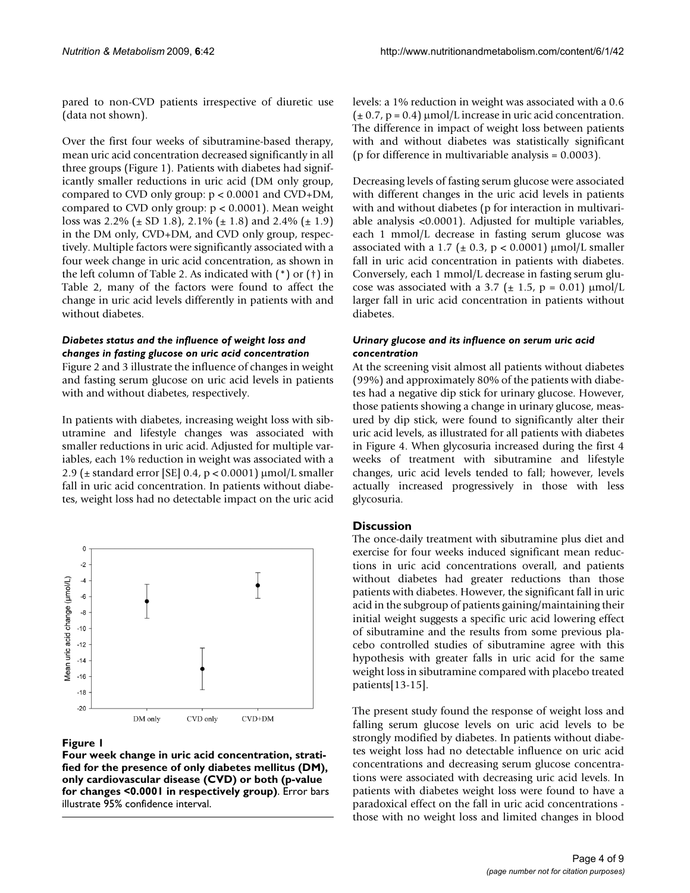pared to non-CVD patients irrespective of diuretic use (data not shown).

Over the first four weeks of sibutramine-based therapy, mean uric acid concentration decreased significantly in all three groups (Figure 1). Patients with diabetes had significantly smaller reductions in uric acid (DM only group, compared to CVD only group: $p < 0.0001$ and CVD+DM, compared to CVD only group: $p < 0.0001$). Mean weight loss was 2.2% (± SD 1.8), 2.1% (± 1.8) and 2.4% (± 1.9) in the DM only, CVD+DM, and CVD only group, respectively. Multiple factors were significantly associated with a four week change in uric acid concentration, as shown in the left column of Table 2. As indicated with (*) or (†) in Table 2, many of the factors were found to affect the change in uric acid levels differently in patients with and without diabetes.

#### *Diabetes status and the influence of weight loss and changes in fasting glucose on uric acid concentration*

Figure 2 and 3 illustrate the influence of changes in weight and fasting serum glucose on uric acid levels in patients with and without diabetes, respectively.

In patients with diabetes, increasing weight loss with sibutramine and lifestyle changes was associated with smaller reductions in uric acid. Adjusted for multiple variables, each 1% reduction in weight was associated with a 2.9 (± standard error [SE] 0.4, $p < 0.0001$) μmol/L smaller fall in uric acid concentration. In patients without diabetes, weight loss had no detectable impact on the uric acid levels: a 1% reduction in weight was associated with a 0.6 (± 0.7, $p = 0.4$) μmol/L increase in uric acid concentration. The difference in impact of weight loss between patients with and without diabetes was statistically significant (p for difference in multivariable analysis = 0.0003).

Decreasing levels of fasting serum glucose were associated with different changes in the uric acid levels in patients with and without diabetes (p for interaction in multivariable analysis <0.0001). Adjusted for multiple variables, each 1 mmol/L decrease in fasting serum glucose was associated with a 1.7 (± 0.3, $p < 0.0001$) μmol/L smaller fall in uric acid concentration in patients with diabetes. Conversely, each 1 mmol/L decrease in fasting serum glucose was associated with a 3.7 (± 1.5, $p = 0.01$) μmol/L larger fall in uric acid concentration in patients without diabetes.

#### *Urinary glucose and its influence on serum uric acid concentration*

At the screening visit almost all patients without diabetes (99%) and approximately 80% of the patients with diabetes had a negative dip stick for urinary glucose. However, those patients showing a change in urinary glucose, measured by dip stick, were found to significantly alter their uric acid levels, as illustrated for all patients with diabetes in Figure 4. When glycosuria increased during the first 4 weeks of treatment with sibutramine and lifestyle changes, uric acid levels tended to fall; however, levels actually increased progressively in those with less glycosuria.

**Figure 1**

**Four week change in uric acid concentration, stratified for the presence of only diabetes mellitus (DM), only cardiovascular disease (CVD) or both (p-value for changes <0.0001 in respectively group)**. Error bars illustrate 95% confidence interval.

## Discussion

The once-daily treatment with sibutramine plus diet and exercise for four weeks induced significant mean reductions in uric acid concentrations overall, and patients without diabetes had greater reductions than those patients with diabetes. However, the significant fall in uric acid in the subgroup of patients gaining/maintaining their initial weight suggests a specific uric acid lowering effect of sibutramine and the results from some previous placebo controlled studies of sibutramine agree with this hypothesis with greater falls in uric acid for the same weight loss in sibutramine compared with placebo treated patients[13-15].

The present study found the response of weight loss and falling serum glucose levels on uric acid levels to be strongly modified by diabetes. In patients without diabetes weight loss had no detectable influence on uric acid concentrations and decreasing serum glucose concentrations were associated with decreasing uric acid levels. In patients with diabetes weight loss were found to have a paradoxical effect on the fall in uric acid concentrations - those with no weight loss and limited changes in blood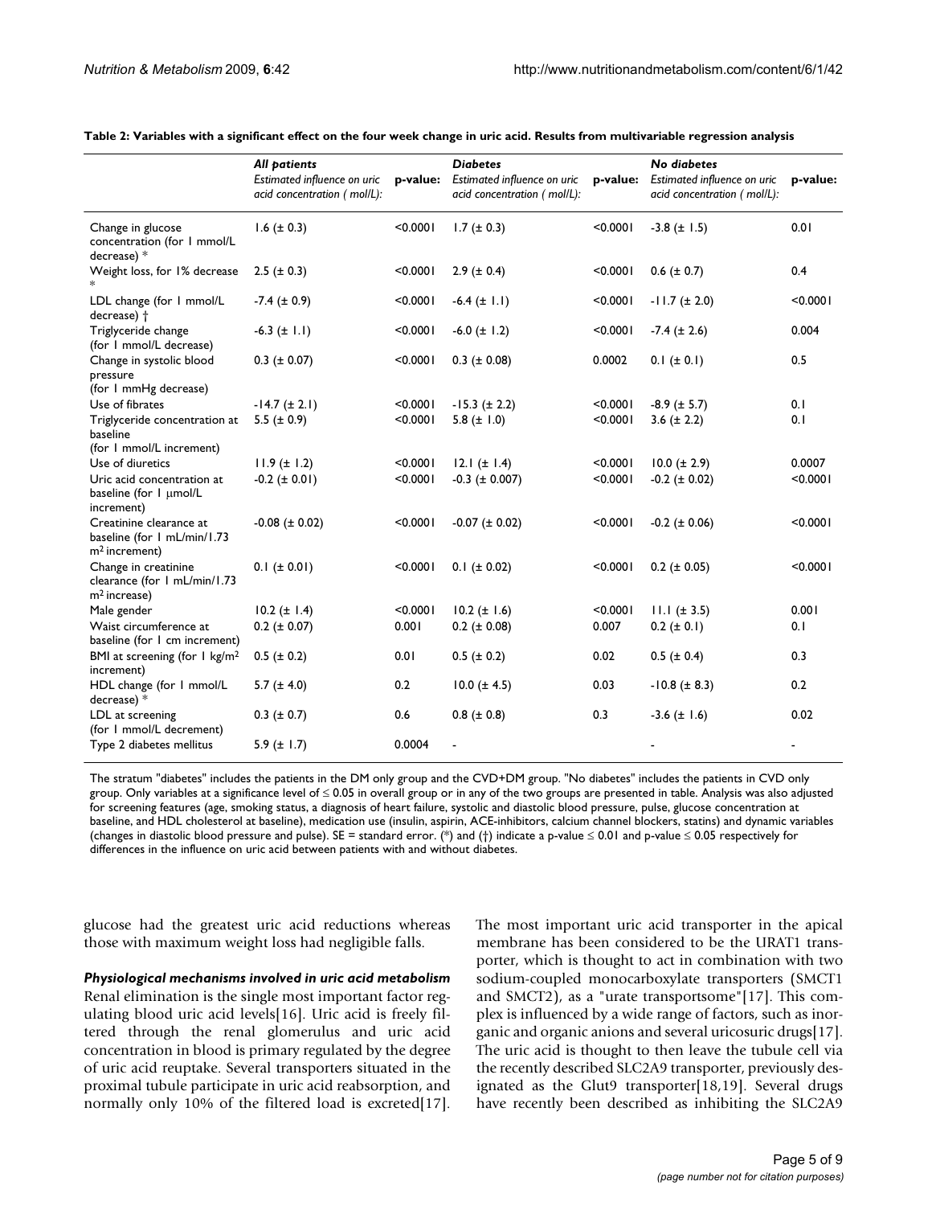**Table 2: Variables with a significant effect on the four week change in uric acid. Results from multivariable regression analysis**

| | *All patients* | | *Diabetes* | | *No diabetes* | |
|---|---|---|---|---|---|---|
| | *Estimated influence on uric acid concentration ( mol/L):* | **p-value:** | *Estimated influence on uric acid concentration ( mol/L):* | **p-value:** | *Estimated influence on uric acid concentration ( mol/L):* | **p-value:** |
| Change in glucose concentration (for 1 mmol/L decrease) * | 1.6 (± 0.3) | <0.0001 | 1.7 (± 0.3) | <0.0001 | -3.8 (± 1.5) | 0.01 |
| Weight loss, for 1% decrease * | 2.5 (± 0.3) | <0.0001 | 2.9 (± 0.4) | <0.0001 | 0.6 (± 0.7) | 0.4 |
| LDL change (for 1 mmol/L decrease) † | -7.4 (± 0.9) | <0.0001 | -6.4 (± 1.1) | <0.0001 | -11.7 (± 2.0) | <0.0001 |
| Triglyceride change (for 1 mmol/L decrease) | -6.3 (± 1.1) | <0.0001 | -6.0 (± 1.2) | <0.0001 | -7.4 (± 2.6) | 0.004 |
| Change in systolic blood pressure (for 1 mmHg decrease) | 0.3 (± 0.07) | <0.0001 | 0.3 (± 0.08) | 0.0002 | 0.1 (± 0.1) | 0.5 |
| Use of fibrates | -14.7 (± 2.1) | <0.0001 | -15.3 (± 2.2) | <0.0001 | -8.9 (± 5.7) | 0.1 |
| Triglyceride concentration at baseline (for 1 mmol/L increment) | 5.5 (± 0.9) | <0.0001 | 5.8 (± 1.0) | <0.0001 | 3.6 (± 2.2) | 0.1 |
| Use of diuretics | 11.9 (± 1.2) | <0.0001 | 12.1 (± 1.4) | <0.0001 | 10.0 (± 2.9) | 0.0007 |
| Uric acid concentration at baseline (for 1 μmol/L increment) | -0.2 (± 0.01) | <0.0001 | -0.3 (± 0.007) | <0.0001 | -0.2 (± 0.02) | <0.0001 |
| Creatinine clearance at baseline (for 1 mL/min/1.73 $m^2$ increment) | -0.08 (± 0.02) | <0.0001 | -0.07 (± 0.02) | <0.0001 | -0.2 (± 0.06) | <0.0001 |
| Change in creatinine clearance (for 1 mL/min/1.73 $m^2$ increase) | 0.1 (± 0.01) | <0.0001 | 0.1 (± 0.02) | <0.0001 | 0.2 (± 0.05) | <0.0001 |
| Male gender | 10.2 (± 1.4) | <0.0001 | 10.2 (± 1.6) | <0.0001 | 11.1 (± 3.5) | 0.001 |
| Waist circumference at baseline (for 1 cm increment) | 0.2 (± 0.07) | 0.001 | 0.2 (± 0.08) | 0.007 | 0.2 (± 0.1) | 0.1 |
| BMI at screening (for 1 kg/$m^2$ increment) | 0.5 (± 0.2) | 0.01 | 0.5 (± 0.2) | 0.02 | 0.5 (± 0.4) | 0.3 |
| HDL change (for 1 mmol/L decrease) * | 5.7 (± 4.0) | 0.2 | 10.0 (± 4.5) | 0.03 | -10.8 (± 8.3) | 0.2 |
| LDL at screening (for 1 mmol/L decrement) | 0.3 (± 0.7) | 0.6 | 0.8 (± 0.8) | 0.3 | -3.6 (± 1.6) | 0.02 |
| Type 2 diabetes mellitus | 5.9 (± 1.7) | 0.0004 | - | | - | - |

The stratum "diabetes" includes the patients in the DM only group and the CVD+DM group. "No diabetes" includes the patients in CVD only group. Only variables at a significance level of ≤ 0.05 in overall group or in any of the two groups are presented in table. Analysis was also adjusted for screening features (age, smoking status, a diagnosis of heart failure, systolic and diastolic blood pressure, pulse, glucose concentration at baseline, and HDL cholesterol at baseline), medication use (insulin, aspirin, ACE-inhibitors, calcium channel blockers, statins) and dynamic variables (changes in diastolic blood pressure and pulse). SE = standard error. (*) and (†) indicate a p-value ≤ 0.01 and p-value ≤ 0.05 respectively for differences in the influence on uric acid between patients with and without diabetes.

glucose had the greatest uric acid reductions whereas those with maximum weight loss had negligible falls.

### *Physiological mechanisms involved in uric acid metabolism*

Renal elimination is the single most important factor regulating blood uric acid levels[16]. Uric acid is freely filtered through the renal glomerulus and uric acid concentration in blood is primary regulated by the degree of uric acid reuptake. Several transporters situated in the proximal tubule participate in uric acid reabsorption, and normally only 10% of the filtered load is excreted[17]. The most important uric acid transporter in the apical membrane has been considered to be the URAT1 transporter, which is thought to act in combination with two sodium-coupled monocarboxylate transporters (SMCT1 and SMCT2), as a "urate transportsome"[17]. This complex is influenced by a wide range of factors, such as inorganic and organic anions and several uricosuric drugs[17]. The uric acid is thought to then leave the tubule cell via the recently described SLC2A9 transporter, previously designated as the Glut9 transporter[18,19]. Several drugs have recently been described as inhibiting the SLC2A9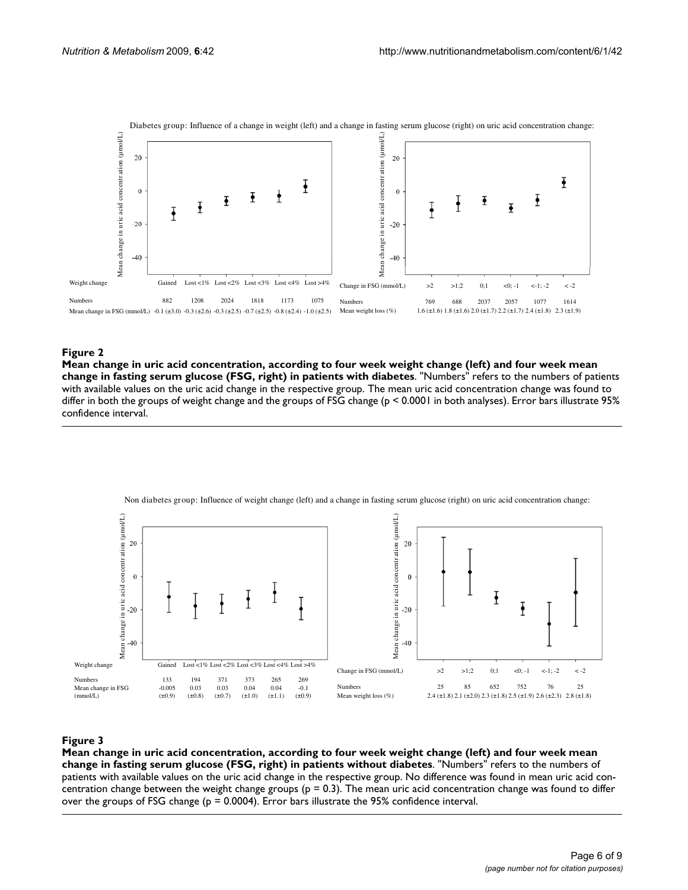Diabetes group: Influence of a change in weight (left) and a change in fasting serum glucose (right) on uric acid concentration change:

| Weight change | Gained | Lost <1% | Lost <2% | Lost <3% | Lost <4% | Lost >4% |
|---|---|---|---|---|---|---|
| Numbers | 882 | 1208 | 2024 | 1818 | 1173 | 1075 |
| Mean change in FSG (mmol/L) | -0.1 (±3.0) | -0.3 (±2.6) | -0.3 (±2.5) | -0.7 (±2.5) | -0.8 (±2.4) | -1.0 (±2.5) |

| Change in FSG (mmol/L) | >2 | >1;2 | 0;1 | <0; -1 | <-1; -2 | < -2 |
|---|---|---|---|---|---|---|
| Numbers | 769 | 688 | 2037 | 2057 | 1077 | 1614 |
| Mean weight loss (%) | 1.6 (±1.6) | 1.8 (±1.6) | 2.0 (±1.7) | 2.2 (±1.7) | 2.4 (±1.8) | 2.3 (±1.9) |

**Figure 2**

**Mean change in uric acid concentration, according to four week weight change (left) and four week mean change in fasting serum glucose (FSG, right) in patients with diabetes**. "Numbers" refers to the numbers of patients with available values on the uric acid change in the respective group. The mean uric acid concentration change was found to differ in both the groups of weight change and the groups of FSG change ($p < 0.0001$ in both analyses). Error bars illustrate 95% confidence interval.

Non diabetes group: Influence of weight change (left) and a change in fasting serum glucose (right) on uric acid concentration change:

| Weight change | Gained | Lost <1% | Lost <2% | Lost <3% | Lost <4% | Lost >4% |
|---|---|---|---|---|---|---|
| Numbers | 133 | 194 | 371 | 373 | 265 | 269 |
| Mean change in FSG (mmol/L) | -0.005 (±0.9) | 0.03 (±0.8) | 0.03 (±0.7) | 0.04 (±1.0) | 0.04 (±1.1) | -0.1 (±0.9) |

| Change in FSG (mmol/L) | >2 | >1;2 | 0;1 | <0; -1 | <-1; -2 | < -2 |
|---|---|---|---|---|---|---|
| Numbers | 25 | 85 | 652 | 752 | 76 | 25 |
| Mean weight loss (%) | 2.4 (±1.8) | 2.1 (±2.0) | 2.3 (±1.8) | 2.5 (±1.9) | 2.6 (±2.3) | 2.8 (±1.8) |

**Figure 3**

**Mean change in uric acid concentration, according to four week weight change (left) and four week mean change in fasting serum glucose (FSG, right) in patients without diabetes**. "Numbers" refers to the numbers of patients with available values on the uric acid change in the respective group. No difference was found in mean uric acid concentration change between the weight change groups ($p = 0.3$). The mean uric acid concentration change was found to differ over the groups of FSG change ($p = 0.0004$). Error bars illustrate the 95% confidence interval.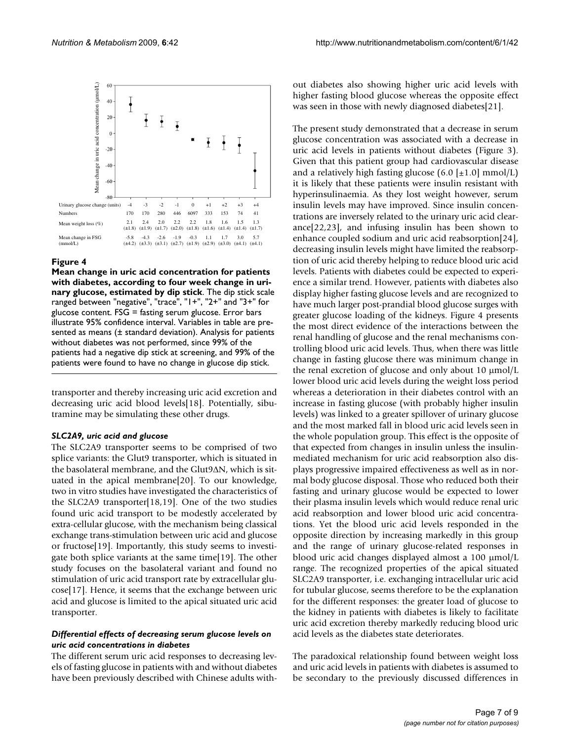| Urinary glucose change (units) | -4 | -3 | -2 | -1 | 0 | +1 | +2 | +3 | +4 |
|---|---|---|---|---|---|---|---|---|---|
| Numbers | 170 | 170 | 280 | 446 | 6097 | 333 | 153 | 74 | 41 |
| Mean weight loss (%) | 2.1 (±1.8) | 2.4 (±1.9) | 2.0 (±1.7) | 2.2 (±2.0) | 2.2 (±1.8) | 1.8 (±1.6) | 1.6 (±1.4) | 1.5 (±1.4) | 1.3 (±1.7) |
| Mean change in FSG (mmol/L) | -5.8 (±4.2) | -4.3 (±3.3) | -2.6 (±3.1) | -1.9 (±2.7) | -0.3 (±1.9) | 1.1 (±2.9) | 1.7 (±3.0) | 3.0 (±4.1) | 5.7 (±4.1) |

**Figure 4**

**Mean change in uric acid concentration for patients with diabetes, according to four week change in urinary glucose, estimated by dip stick**. The dip stick scale ranged between "negative", "trace", "1+", "2+" and "3+" for glucose content. FSG = fasting serum glucose. Error bars illustrate 95% confidence interval. Variables in table are presented as means (± standard deviation). Analysis for patients without diabetes was not performed, since 99% of the patients had a negative dip stick at screening, and 99% of the patients were found to have no change in glucose dip stick.

transporter and thereby increasing uric acid excretion and decreasing uric acid blood levels[18]. Potentially, sibutramine may be simulating these other drugs.

### *SLC2A9, uric acid and glucose*

The SLC2A9 transporter seems to be comprised of two splice variants: the Glut9 transporter, which is situated in the basolateral membrane, and the Glut9ΔN, which is situated in the apical membrane[20]. To our knowledge, two in vitro studies have investigated the characteristics of the SLC2A9 transporter[18,19]. One of the two studies found uric acid transport to be modestly accelerated by extra-cellular glucose, with the mechanism being classical exchange trans-stimulation between uric acid and glucose or fructose[19]. Importantly, this study seems to investigate both splice variants at the same time[19]. The other study focuses on the basolateral variant and found no stimulation of uric acid transport rate by extracellular glucose[17]. Hence, it seems that the exchange between uric acid and glucose is limited to the apical situated uric acid transporter.

### *Differential effects of decreasing serum glucose levels on uric acid concentrations in diabetes*

The different serum uric acid responses to decreasing levels of fasting glucose in patients with and without diabetes have been previously described with Chinese adults without diabetes also showing higher uric acid levels with higher fasting blood glucose whereas the opposite effect was seen in those with newly diagnosed diabetes[21].

The present study demonstrated that a decrease in serum glucose concentration was associated with a decrease in uric acid levels in patients without diabetes (Figure 3). Given that this patient group had cardiovascular disease and a relatively high fasting glucose (6.0 [±1.0] mmol/L) it is likely that these patients were insulin resistant with hyperinsulinaemia. As they lost weight however, serum insulin levels may have improved. Since insulin concentrations are inversely related to the urinary uric acid clearance[22,23], and infusing insulin has been shown to enhance coupled sodium and uric acid reabsorption[24], decreasing insulin levels might have limited the reabsorption of uric acid thereby helping to reduce blood uric acid levels. Patients with diabetes could be expected to experience a similar trend. However, patients with diabetes also display higher fasting glucose levels and are recognized to have much larger post-prandial blood glucose surges with greater glucose loading of the kidneys. Figure 4 presents the most direct evidence of the interactions between the renal handling of glucose and the renal mechanisms controlling blood uric acid levels. Thus, when there was little change in fasting glucose there was minimum change in the renal excretion of glucose and only about 10 μmol/L lower blood uric acid levels during the weight loss period whereas a deterioration in their diabetes control with an increase in fasting glucose (with probably higher insulin levels) was linked to a greater spillover of urinary glucose and the most marked fall in blood uric acid levels seen in the whole population group. This effect is the opposite of that expected from changes in insulin unless the insulin-mediated mechanism for uric acid reabsorption also displays progressive impaired effectiveness as well as in normal body glucose disposal. Those who reduced both their fasting and urinary glucose would be expected to lower their plasma insulin levels which would reduce renal uric acid reabsorption and lower blood uric acid concentrations. Yet the blood uric acid levels responded in the opposite direction by increasing markedly in this group and the range of urinary glucose-related responses in blood uric acid changes displayed almost a 100 μmol/L range. The recognized properties of the apical situated SLC2A9 transporter, i.e. exchanging intracellular uric acid for tubular glucose, seems therefore to be the explanation for the different responses: the greater load of glucose to the kidney in patients with diabetes is likely to facilitate uric acid excretion thereby markedly reducing blood uric acid levels as the diabetes state deteriorates.

The paradoxical relationship found between weight loss and uric acid levels in patients with diabetes is assumed to be secondary to the previously discussed differences in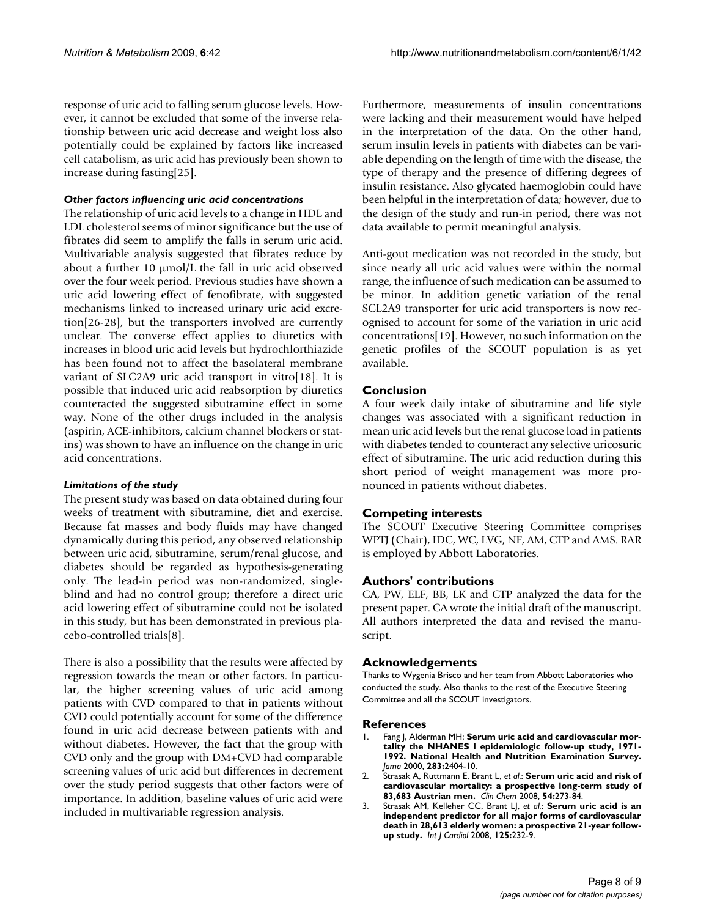response of uric acid to falling serum glucose levels. However, it cannot be excluded that some of the inverse relationship between uric acid decrease and weight loss also potentially could be explained by factors like increased cell catabolism, as uric acid has previously been shown to increase during fasting[25].

### *Other factors influencing uric acid concentrations*

The relationship of uric acid levels to a change in HDL and LDL cholesterol seems of minor significance but the use of fibrates did seem to amplify the falls in serum uric acid. Multivariable analysis suggested that fibrates reduce by about a further 10 μmol/L the fall in uric acid observed over the four week period. Previous studies have shown a uric acid lowering effect of fenofibrate, with suggested mechanisms linked to increased urinary uric acid excretion[26-28], but the transporters involved are currently unclear. The converse effect applies to diuretics with increases in blood uric acid levels but hydrochlorthiazide has been found not to affect the basolateral membrane variant of SLC2A9 uric acid transport in vitro[18]. It is possible that induced uric acid reabsorption by diuretics counteracted the suggested sibutramine effect in some way. None of the other drugs included in the analysis (aspirin, ACE-inhibitors, calcium channel blockers or statins) was shown to have an influence on the change in uric acid concentrations.

### *Limitations of the study*

The present study was based on data obtained during four weeks of treatment with sibutramine, diet and exercise. Because fat masses and body fluids may have changed dynamically during this period, any observed relationship between uric acid, sibutramine, serum/renal glucose, and diabetes should be regarded as hypothesis-generating only. The lead-in period was non-randomized, single-blind and had no control group; therefore a direct uric acid lowering effect of sibutramine could not be isolated in this study, but has been demonstrated in previous placebo-controlled trials[8].

There is also a possibility that the results were affected by regression towards the mean or other factors. In particular, the higher screening values of uric acid among patients with CVD compared to that in patients without CVD could potentially account for some of the difference found in uric acid decrease between patients with and without diabetes. However, the fact that the group with CVD only and the group with DM+CVD had comparable screening values of uric acid but differences in decrement over the study period suggests that other factors were of importance. In addition, baseline values of uric acid were included in multivariable regression analysis.

Furthermore, measurements of insulin concentrations were lacking and their measurement would have helped in the interpretation of the data. On the other hand, serum insulin levels in patients with diabetes can be variable depending on the length of time with the disease, the type of therapy and the presence of differing degrees of insulin resistance. Also glycated haemoglobin could have been helpful in the interpretation of data; however, due to the design of the study and run-in period, there was not data available to permit meaningful analysis.

Anti-gout medication was not recorded in the study, but since nearly all uric acid values were within the normal range, the influence of such medication can be assumed to be minor. In addition genetic variation of the renal SCL2A9 transporter for uric acid transporters is now recognised to account for some of the variation in uric acid concentrations[19]. However, no such information on the genetic profiles of the SCOUT population is as yet available.

## Conclusion

A four week daily intake of sibutramine and life style changes was associated with a significant reduction in mean uric acid levels but the renal glucose load in patients with diabetes tended to counteract any selective uricosuric effect of sibutramine. The uric acid reduction during this short period of weight management was more pronounced in patients without diabetes.

## Competing interests

The SCOUT Executive Steering Committee comprises WPTJ (Chair), IDC, WC, LVG, NF, AM, CTP and AMS. RAR is employed by Abbott Laboratories.

## Authors' contributions

CA, PW, ELF, BB, LK and CTP analyzed the data for the present paper. CA wrote the initial draft of the manuscript. All authors interpreted the data and revised the manuscript.

## Acknowledgements

Thanks to Wygenia Brisco and her team from Abbott Laboratories who conducted the study. Also thanks to the rest of the Executive Steering Committee and all the SCOUT investigators.

## References

1. Fang J, Alderman MH: **Serum uric acid and cardiovascular mortality the NHANES I epidemiologic follow-up study, 1971-1992. National Health and Nutrition Examination Survey.** *Jama* 2000, **283:**2404-10.
2. Strasak A, Ruttmann E, Brant L, *et al.*: **Serum uric acid and risk of cardiovascular mortality: a prospective long-term study of 83,683 Austrian men.** *Clin Chem* 2008, **54:**273-84.
3. Strasak AM, Kelleher CC, Brant LJ, *et al.*: **Serum uric acid is an independent predictor for all major forms of cardiovascular death in 28,613 elderly women: a prospective 21-year follow-up study.** *Int J Cardiol* 2008, **125:**232-9.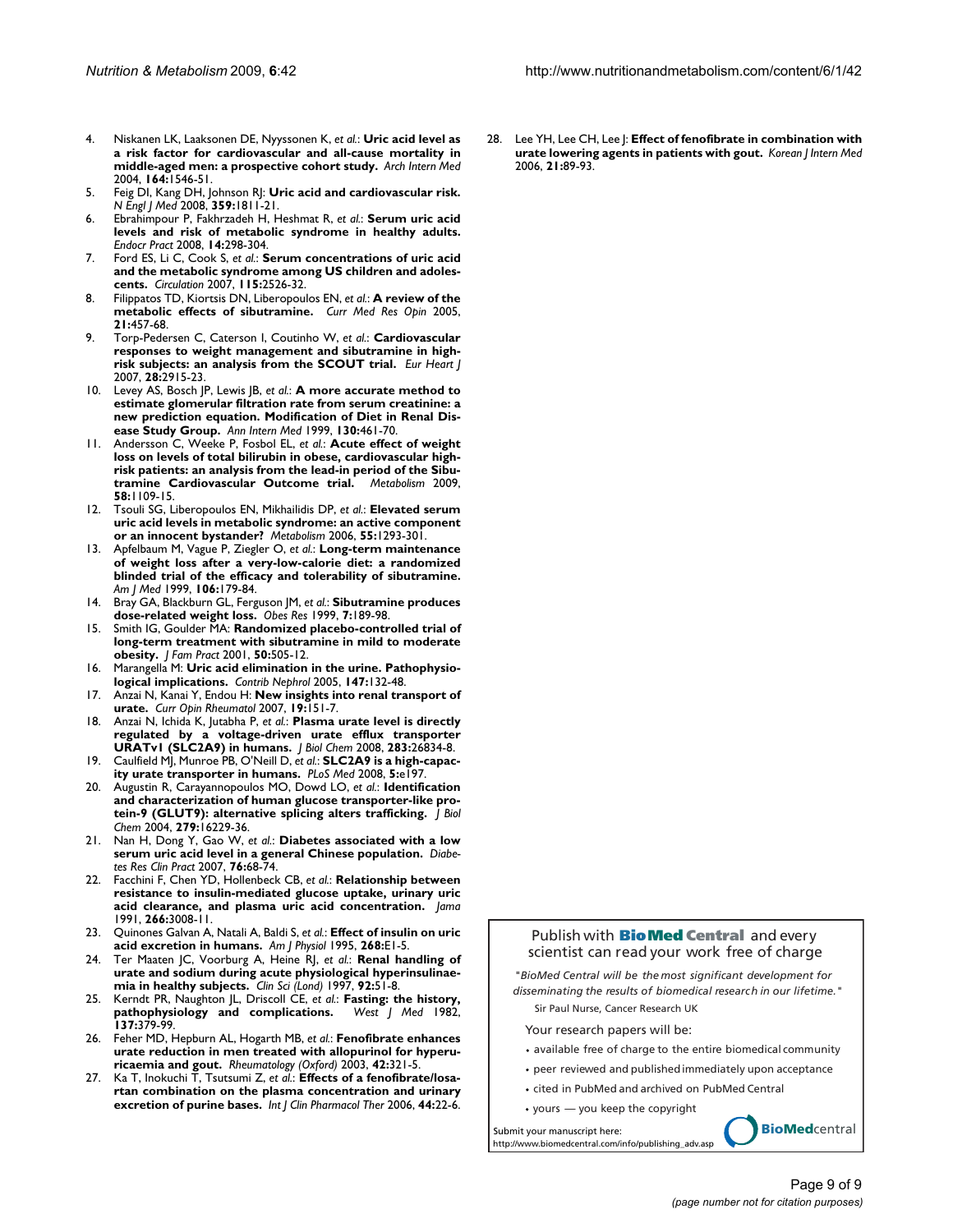4. Niskanen LK, Laaksonen DE, Nyyssonen K, *et al.*: **Uric acid level as a risk factor for cardiovascular and all-cause mortality in middle-aged men: a prospective cohort study.** *Arch Intern Med* 2004, **164:**1546-51.
5. Feig DI, Kang DH, Johnson RJ: **Uric acid and cardiovascular risk.** *N Engl J Med* 2008, **359:**1811-21.
6. Ebrahimpour P, Fakhrzadeh H, Heshmat R, *et al.*: **Serum uric acid levels and risk of metabolic syndrome in healthy adults.** *Endocr Pract* 2008, **14:**298-304.
7. Ford ES, Li C, Cook S, *et al.*: **Serum concentrations of uric acid and the metabolic syndrome among US children and adolescents.** *Circulation* 2007, **115:**2526-32.
8. Filippatos TD, Kiortsis DN, Liberopoulos EN, *et al.*: **A review of the metabolic effects of sibutramine.** *Curr Med Res Opin* 2005, **21:**457-68.
9. Torp-Pedersen C, Caterson I, Coutinho W, *et al.*: **Cardiovascular responses to weight management and sibutramine in high-risk subjects: an analysis from the SCOUT trial.** *Eur Heart J* 2007, **28:**2915-23.
10. Levey AS, Bosch JP, Lewis JB, *et al.*: **A more accurate method to estimate glomerular filtration rate from serum creatinine: a new prediction equation. Modification of Diet in Renal Disease Study Group.** *Ann Intern Med* 1999, **130:**461-70.
11. Andersson C, Weeke P, Fosbol EL, *et al.*: **Acute effect of weight loss on levels of total bilirubin in obese, cardiovascular high-risk patients: an analysis from the lead-in period of the Sibutramine Cardiovascular Outcome trial.** *Metabolism* 2009, **58:**1109-15.
12. Tsouli SG, Liberopoulos EN, Mikhailidis DP, *et al.*: **Elevated serum uric acid levels in metabolic syndrome: an active component or an innocent bystander?** *Metabolism* 2006, **55:**1293-301.
13. Apfelbaum M, Vague P, Ziegler O, *et al.*: **Long-term maintenance of weight loss after a very-low-calorie diet: a randomized blinded trial of the efficacy and tolerability of sibutramine.** *Am J Med* 1999, **106:**179-84.
14. Bray GA, Blackburn GL, Ferguson JM, *et al.*: **Sibutramine produces dose-related weight loss.** *Obes Res* 1999, **7:**189-98.
15. Smith IG, Goulder MA: **Randomized placebo-controlled trial of long-term treatment with sibutramine in mild to moderate obesity.** *J Fam Pract* 2001, **50:**505-12.
16. Marangella M: **Uric acid elimination in the urine. Pathophysiological implications.** *Contrib Nephrol* 2005, **147:**132-48.
17. Anzai N, Kanai Y, Endou H: **New insights into renal transport of urate.** *Curr Opin Rheumatol* 2007, **19:**151-7.
18. Anzai N, Ichida K, Jutabha P, *et al.*: **Plasma urate level is directly regulated by a voltage-driven urate efflux transporter URATv1 (SLC2A9) in humans.** *J Biol Chem* 2008, **283:**26834-8.
19. Caulfield MJ, Munroe PB, O'Neill D, *et al.*: **SLC2A9 is a high-capacity urate transporter in humans.** *PLoS Med* 2008, **5:**e197.
20. Augustin R, Carayannopoulos MO, Dowd LO, *et al.*: **Identification and characterization of human glucose transporter-like protein-9 (GLUT9): alternative splicing alters trafficking.** *J Biol Chem* 2004, **279:**16229-36.
21. Nan H, Dong Y, Gao W, *et al.*: **Diabetes associated with a low serum uric acid level in a general Chinese population.** *Diabetes Res Clin Pract* 2007, **76:**68-74.
22. Facchini F, Chen YD, Hollenbeck CB, *et al.*: **Relationship between resistance to insulin-mediated glucose uptake, urinary uric acid clearance, and plasma uric acid concentration.** *Jama* 1991, **266:**3008-11.
23. Quinones Galvan A, Natali A, Baldi S, *et al.*: **Effect of insulin on uric acid excretion in humans.** *Am J Physiol* 1995, **268:**E1-5.
24. Ter Maaten JC, Voorburg A, Heine RJ, *et al.*: **Renal handling of urate and sodium during acute physiological hyperinsulinaemia in healthy subjects.** *Clin Sci (Lond)* 1997, **92:**51-8.
25. Kerndt PR, Naughton JL, Driscoll CE, *et al.*: **Fasting: the history, pathophysiology and complications.** *West J Med* 1982, **137:**379-99.
26. Feher MD, Hepburn AL, Hogarth MB, *et al.*: **Fenofibrate enhances urate reduction in men treated with allopurinol for hyperuricaemia and gout.** *Rheumatology (Oxford)* 2003, **42:**321-5.
27. Ka T, Inokuchi T, Tsutsumi Z, *et al.*: **Effects of a fenofibrate/losartan combination on the plasma concentration and urinary excretion of purine bases.** *Int J Clin Pharmacol Ther* 2006, **44:**22-6.
28. Lee YH, Lee CH, Lee J: **Effect of fenofibrate in combination with urate lowering agents in patients with gout.** *Korean J Intern Med* 2006, **21:**89-93.

Publish with **BioMed Central** and every scientist can read your work free of charge

*"BioMed Central will be the most significant development for disseminating the results of biomedical research in our lifetime."*

Sir Paul Nurse, Cancer Research UK

Your research papers will be:

- available free of charge to the entire biomedical community
- peer reviewed and published immediately upon acceptance
- cited in PubMed and archived on PubMed Central
- yours — you keep the copyright

Submit your manuscript here:
http://www.biomedcentral.com/info/publishing_adv.asp

**BioMed**central